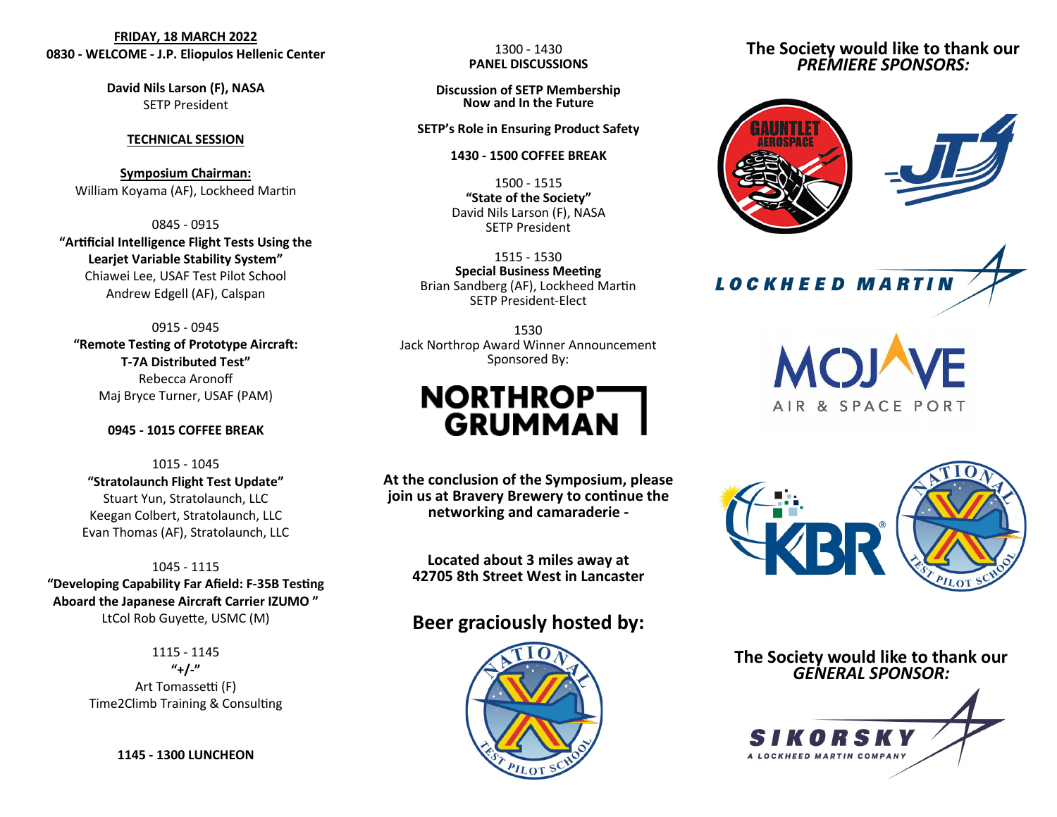**FRIDAY, 18 MARCH 2022**

**0830 - WELCOME - J.P. Eliopulos Hellenic Center**

**David Nils Larson (F), NASA**
SETP President

**TECHNICAL SESSION**

**Symposium Chairman:**
William Koyama (AF), Lockheed Martin

0845 - 0915
**"Artificial Intelligence Flight Tests Using the Learjet Variable Stability System"**
Chiawei Lee, USAF Test Pilot School
Andrew Edgell (AF), Calspan

0915 - 0945
**"Remote Testing of Prototype Aircraft: T-7A Distributed Test"**
Rebecca Aronoff
Maj Bryce Turner, USAF (PAM)

**0945 - 1015 COFFEE BREAK**

1015 - 1045
**"Stratolaunch Flight Test Update"**
Stuart Yun, Stratolaunch, LLC
Keegan Colbert, Stratolaunch, LLC
Evan Thomas (AF), Stratolaunch, LLC

1045 - 1115
**"Developing Capability Far Afield: F-35B Testing Aboard the Japanese Aircraft Carrier IZUMO"**
LtCol Rob Guyette, USMC (M)

1115 - 1145
**"+/-"**
Art Tomassetti (F)
Time2Climb Training & Consulting

**1145 - 1300 LUNCHEON**

1300 - 1430
**PANEL DISCUSSIONS**

**Discussion of SETP Membership Now and In the Future**

**SETP's Role in Ensuring Product Safety**

**1430 - 1500 COFFEE BREAK**

1500 - 1515
**"State of the Society"**
David Nils Larson (F), NASA
SETP President

1515 - 1530
**Special Business Meeting**
Brian Sandberg (AF), Lockheed Martin
SETP President-Elect

1530
Jack Northrop Award Winner Announcement
Sponsored By:

NORTHROP GRUMMAN

**At the conclusion of the Symposium, please join us at Bravery Brewery to continue the networking and camaraderie -**

**Located about 3 miles away at 42705 8th Street West in Lancaster**

## Beer graciously hosted by:

NATIONAL TEST PILOT SCHOOL

## The Society would like to thank our *PREMIERE SPONSORS:*

GAUNTLET AEROSPACE

JT4

LOCKHEED MARTIN

MOJAVE AIR & SPACE PORT

KBR

NATIONAL TEST PILOT SCHOOL

## The Society would like to thank our *GENERAL SPONSOR:*

SIKORSKY
A LOCKHEED MARTIN COMPANY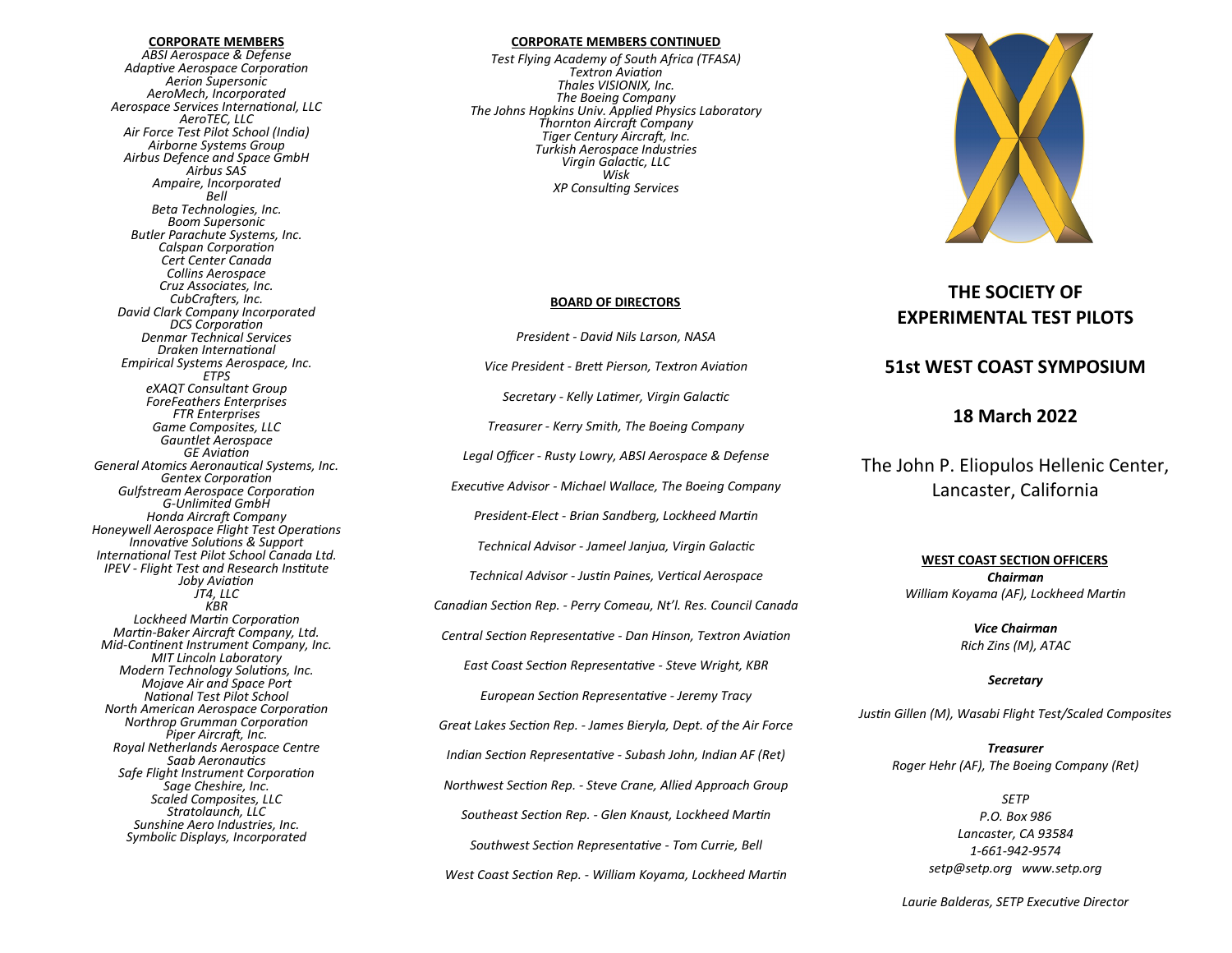**CORPORATE MEMBERS**

*ABSI Aerospace & Defense*
*Adaptive Aerospace Corporation*
*Aerion Supersonic*
*AeroMech, Incorporated*
*Aerospace Services International, LLC*
*AeroTEC, LLC*
*Air Force Test Pilot School (India)*
*Airborne Systems Group*
*Airbus Defence and Space GmbH*
*Airbus SAS*
*Ampaire, Incorporated*
*Bell*
*Beta Technologies, Inc.*
*Boom Supersonic*
*Butler Parachute Systems, Inc.*
*Calspan Corporation*
*Cert Center Canada*
*Collins Aerospace*
*Cruz Associates, Inc.*
*CubCrafters, Inc.*
*David Clark Company Incorporated*
*DCS Corporation*
*Denmar Technical Services*
*Draken International*
*Empirical Systems Aerospace, Inc.*
*ETPS*
*eXAQT Consultant Group*
*ForeFeathers Enterprises*
*FTR Enterprises*
*Game Composites, LLC*
*Gauntlet Aerospace*
*GE Aviation*
*General Atomics Aeronautical Systems, Inc.*
*Gentex Corporation*
*Gulfstream Aerospace Corporation*
*G-Unlimited GmbH*
*Honda Aircraft Company*
*Honeywell Aerospace Flight Test Operations*
*Innovative Solutions & Support*
*International Test Pilot School Canada Ltd.*
*IPEV - Flight Test and Research Institute*
*Joby Aviation*
*JT4, LLC*
*KBR*
*Lockheed Martin Corporation*
*Martin-Baker Aircraft Company, Ltd.*
*Mid-Continent Instrument Company, Inc.*
*MIT Lincoln Laboratory*
*Modern Technology Solutions, Inc.*
*Mojave Air and Space Port*
*National Test Pilot School*
*North American Aerospace Corporation*
*Northrop Grumman Corporation*
*Piper Aircraft, Inc.*
*Royal Netherlands Aerospace Centre*
*Saab Aeronautics*
*Safe Flight Instrument Corporation*
*Sage Cheshire, Inc.*
*Scaled Composites, LLC*
*Stratolaunch, LLC*
*Sunshine Aero Industries, Inc.*
*Symbolic Displays, Incorporated*

**CORPORATE MEMBERS CONTINUED**

*Test Flying Academy of South Africa (TFASA)*
*Textron Aviation*
*Thales VISIONIX, Inc.*
*The Boeing Company*
*The Johns Hopkins Univ. Applied Physics Laboratory*
*Thornton Aircraft Company*
*Tiger Century Aircraft, Inc.*
*Turkish Aerospace Industries*
*Virgin Galactic, LLC*
*Wisk*
*XP Consulting Services*

**BOARD OF DIRECTORS**

*President - David Nils Larson, NASA*

*Vice President - Brett Pierson, Textron Aviation*

*Secretary - Kelly Latimer, Virgin Galactic*

*Treasurer - Kerry Smith, The Boeing Company*

*Legal Officer - Rusty Lowry, ABSI Aerospace & Defense*

*Executive Advisor - Michael Wallace, The Boeing Company*

*President-Elect - Brian Sandberg, Lockheed Martin*

*Technical Advisor - Jameel Janjua, Virgin Galactic*

*Technical Advisor - Justin Paines, Vertical Aerospace*

*Canadian Section Rep. - Perry Comeau, Nt'l. Res. Council Canada*

*Central Section Representative - Dan Hinson, Textron Aviation*

*East Coast Section Representative - Steve Wright, KBR*

*European Section Representative - Jeremy Tracy*

*Great Lakes Section Rep. - James Bieryla, Dept. of the Air Force*

*Indian Section Representative - Subash John, Indian AF (Ret)*

*Northwest Section Rep. - Steve Crane, Allied Approach Group*

*Southeast Section Rep. - Glen Knaust, Lockheed Martin*

*Southwest Section Representative - Tom Currie, Bell*

*West Coast Section Rep. - William Koyama, Lockheed Martin*

# THE SOCIETY OF EXPERIMENTAL TEST PILOTS

## 51st WEST COAST SYMPOSIUM

## 18 March 2022

The John P. Eliopulos Hellenic Center, Lancaster, California

**WEST COAST SECTION OFFICERS**

***Chairman***
*William Koyama (AF), Lockheed Martin*

***Vice Chairman***
*Rich Zins (M), ATAC*

***Secretary***
*Justin Gillen (M), Wasabi Flight Test/Scaled Composites*

***Treasurer***
*Roger Hehr (AF), The Boeing Company (Ret)*

*SETP*
*P.O. Box 986*
*Lancaster, CA 93584*
*1-661-942-9574*
*setp@setp.org   www.setp.org*

*Laurie Balderas, SETP Executive Director*